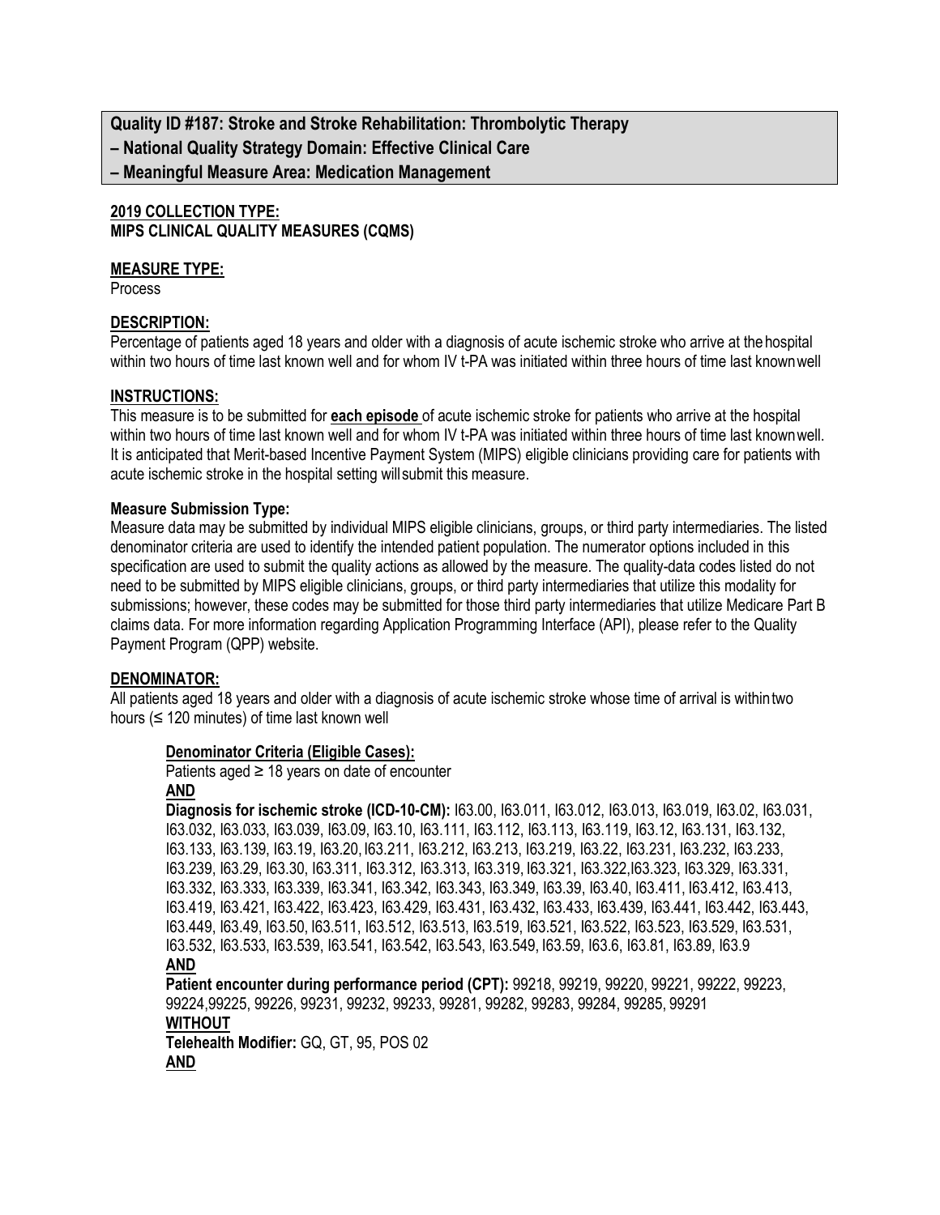**Quality ID #187: Stroke and Stroke Rehabilitation: Thrombolytic Therapy**
**– National Quality Strategy Domain: Effective Clinical Care**
**– Meaningful Measure Area: Medication Management**

**2019 COLLECTION TYPE:**
**MIPS CLINICAL QUALITY MEASURES (CQMS)**

**MEASURE TYPE:**
Process

**DESCRIPTION:**
Percentage of patients aged 18 years and older with a diagnosis of acute ischemic stroke who arrive at the hospital within two hours of time last known well and for whom IV t-PA was initiated within three hours of time last known well

**INSTRUCTIONS:**
This measure is to be submitted for **each episode** of acute ischemic stroke for patients who arrive at the hospital within two hours of time last known well and for whom IV t-PA was initiated within three hours of time last known well. It is anticipated that Merit-based Incentive Payment System (MIPS) eligible clinicians providing care for patients with acute ischemic stroke in the hospital setting will submit this measure.

**Measure Submission Type:**
Measure data may be submitted by individual MIPS eligible clinicians, groups, or third party intermediaries. The listed denominator criteria are used to identify the intended patient population. The numerator options included in this specification are used to submit the quality actions as allowed by the measure. The quality-data codes listed do not need to be submitted by MIPS eligible clinicians, groups, or third party intermediaries that utilize this modality for submissions; however, these codes may be submitted for those third party intermediaries that utilize Medicare Part B claims data. For more information regarding Application Programming Interface (API), please refer to the Quality Payment Program (QPP) website.

**DENOMINATOR:**
All patients aged 18 years and older with a diagnosis of acute ischemic stroke whose time of arrival is within two hours (≤ 120 minutes) of time last known well

**Denominator Criteria (Eligible Cases):**
Patients aged ≥ 18 years on date of encounter
**AND**
**Diagnosis for ischemic stroke (ICD-10-CM):** I63.00, I63.011, I63.012, I63.013, I63.019, I63.02, I63.031, I63.032, I63.033, I63.039, I63.09, I63.10, I63.111, I63.112, I63.113, I63.119, I63.12, I63.131, I63.132, I63.133, I63.139, I63.19, I63.20, I63.211, I63.212, I63.213, I63.219, I63.22, I63.231, I63.232, I63.233, I63.239, I63.29, I63.30, I63.311, I63.312, I63.313, I63.319, I63.321, I63.322, I63.323, I63.329, I63.331, I63.332, I63.333, I63.339, I63.341, I63.342, I63.343, I63.349, I63.39, I63.40, I63.411, I63.412, I63.413, I63.419, I63.421, I63.422, I63.423, I63.429, I63.431, I63.432, I63.433, I63.439, I63.441, I63.442, I63.443, I63.449, I63.49, I63.50, I63.511, I63.512, I63.513, I63.519, I63.521, I63.522, I63.523, I63.529, I63.531, I63.532, I63.533, I63.539, I63.541, I63.542, I63.543, I63.549, I63.59, I63.6, I63.81, I63.89, I63.9
**AND**
**Patient encounter during performance period (CPT):** 99218, 99219, 99220, 99221, 99222, 99223, 99224, 99225, 99226, 99231, 99232, 99233, 99281, 99282, 99283, 99284, 99285, 99291
**WITHOUT**
**Telehealth Modifier:** GQ, GT, 95, POS 02
**AND**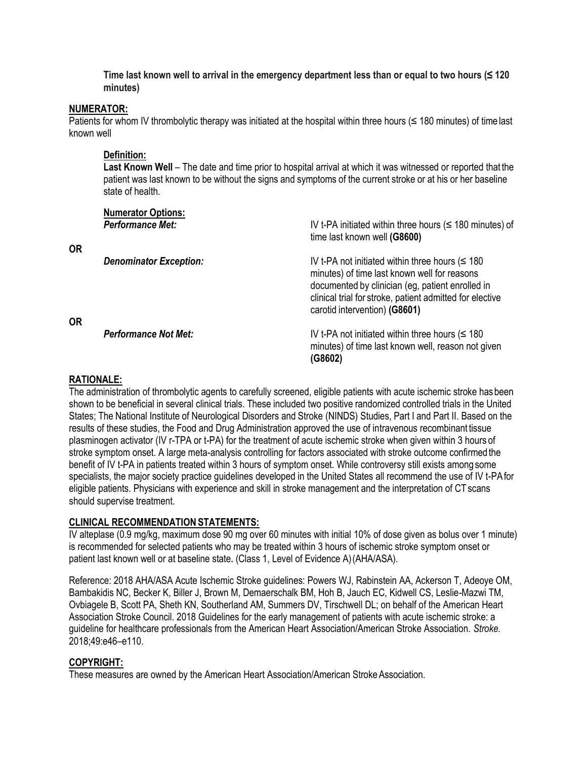**Time last known well to arrival in the emergency department less than or equal to two hours (≤ 120 minutes)**

## NUMERATOR:

Patients for whom IV thrombolytic therapy was initiated at the hospital within three hours (≤ 180 minutes) of time last known well

### Definition:

**Last Known Well** – The date and time prior to hospital arrival at which it was witnessed or reported that the patient was last known to be without the signs and symptoms of the current stroke or at his or her baseline state of health.

### Numerator Options:

***Performance Met:*** IV t-PA initiated within three hours (≤ 180 minutes) of time last known well **(G8600)**

**OR**

***Denominator Exception:*** IV t-PA not initiated within three hours (≤ 180 minutes) of time last known well for reasons documented by clinician (eg, patient enrolled in clinical trial for stroke, patient admitted for elective carotid intervention) **(G8601)**

**OR**

***Performance Not Met:*** IV t-PA not initiated within three hours (≤ 180 minutes) of time last known well, reason not given **(G8602)**

## RATIONALE:

The administration of thrombolytic agents to carefully screened, eligible patients with acute ischemic stroke has been shown to be beneficial in several clinical trials. These included two positive randomized controlled trials in the United States; The National Institute of Neurological Disorders and Stroke (NINDS) Studies, Part I and Part II. Based on the results of these studies, the Food and Drug Administration approved the use of intravenous recombinant tissue plasminogen activator (IV r-TPA or t-PA) for the treatment of acute ischemic stroke when given within 3 hours of stroke symptom onset. A large meta-analysis controlling for factors associated with stroke outcome confirmed the benefit of IV t-PA in patients treated within 3 hours of symptom onset. While controversy still exists among some specialists, the major society practice guidelines developed in the United States all recommend the use of IV t-PA for eligible patients. Physicians with experience and skill in stroke management and the interpretation of CT scans should supervise treatment.

## CLINICAL RECOMMENDATION STATEMENTS:

IV alteplase (0.9 mg/kg, maximum dose 90 mg over 60 minutes with initial 10% of dose given as bolus over 1 minute) is recommended for selected patients who may be treated within 3 hours of ischemic stroke symptom onset or patient last known well or at baseline state. (Class 1, Level of Evidence A) (AHA/ASA).

Reference: 2018 AHA/ASA Acute Ischemic Stroke guidelines: Powers WJ, Rabinstein AA, Ackerson T, Adeoye OM, Bambakidis NC, Becker K, Biller J, Brown M, Demaerschalk BM, Hoh B, Jauch EC, Kidwell CS, Leslie-Mazwi TM, Ovbiagele B, Scott PA, Sheth KN, Southerland AM, Summers DV, Tirschwell DL; on behalf of the American Heart Association Stroke Council. 2018 Guidelines for the early management of patients with acute ischemic stroke: a guideline for healthcare professionals from the American Heart Association/American Stroke Association. *Stroke.* 2018;49:e46–e110.

## COPYRIGHT:

These measures are owned by the American Heart Association/American Stroke Association.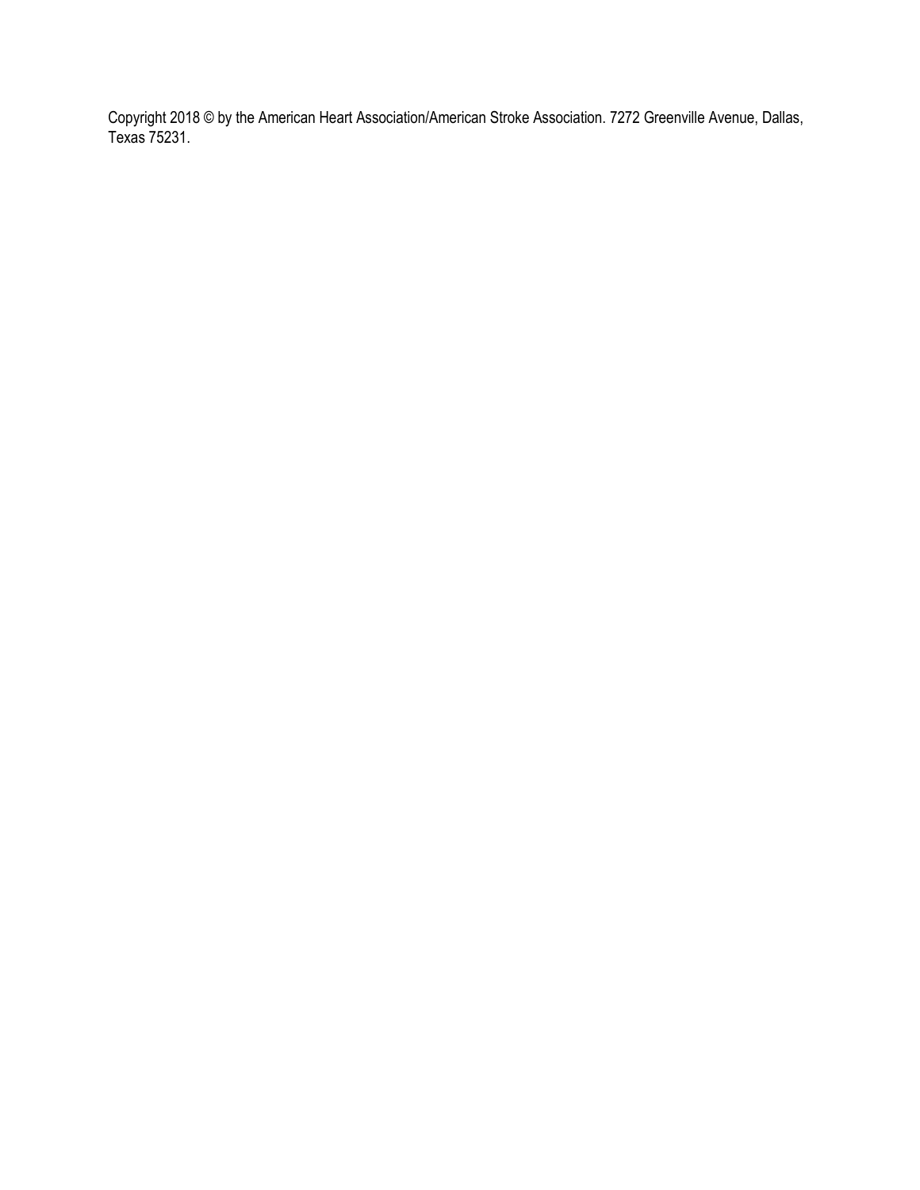Copyright 2018 © by the American Heart Association/American Stroke Association. 7272 Greenville Avenue, Dallas, Texas 75231.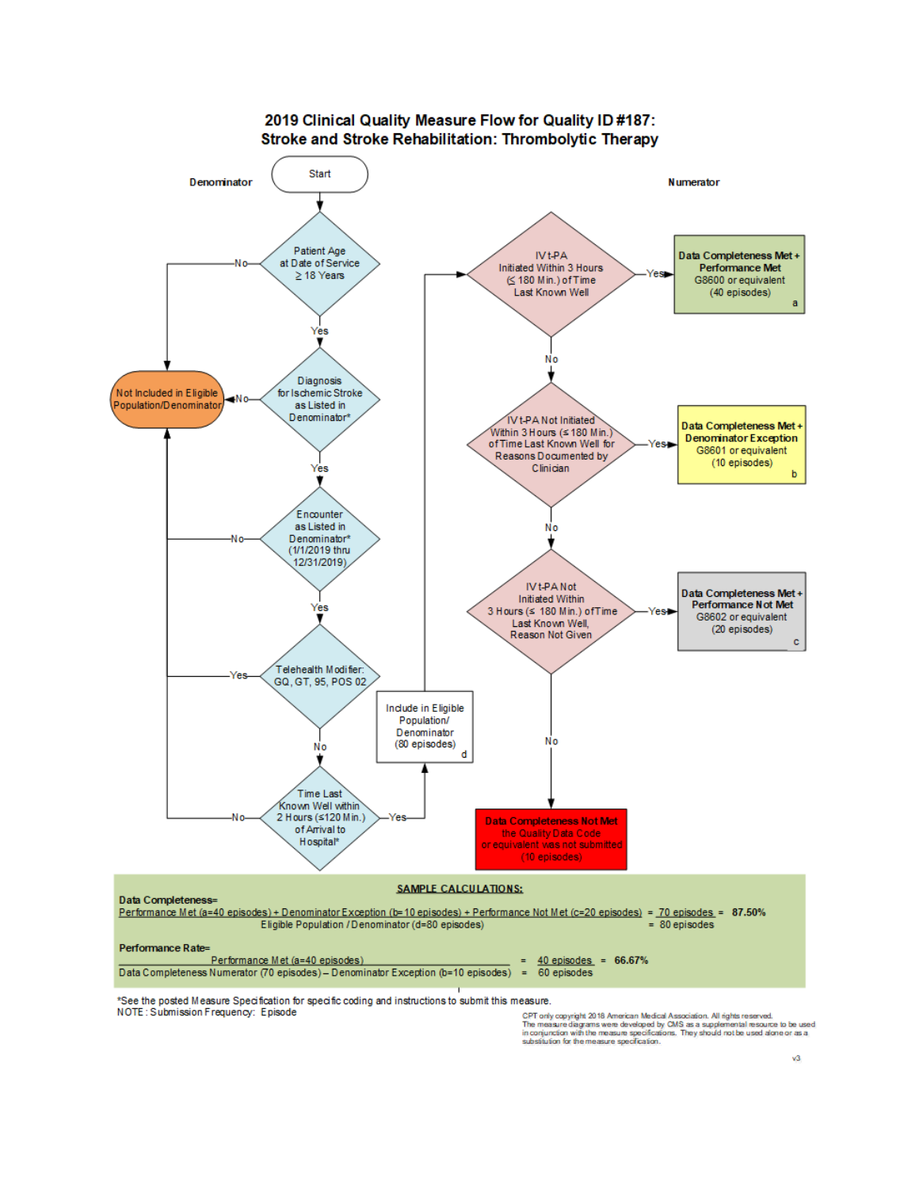# 2019 Clinical Quality Measure Flow for Quality ID #187: Stroke and Stroke Rehabilitation: Thrombolytic Therapy

**Denominator**

Start

- Patient Age at Date of Service ≥ 18 Years
  - No → Not Included in Eligible Population/Denominator
  - Yes → Diagnosis for Ischemic Stroke as Listed in Denominator*
- Diagnosis for Ischemic Stroke as Listed in Denominator*
  - No → Not Included in Eligible Population/Denominator
  - Yes → Encounter as Listed in Denominator* (1/1/2019 thru 12/31/2019)
- Encounter as Listed in Denominator* (1/1/2019 thru 12/31/2019)
  - No → Not Included in Eligible Population/Denominator
  - Yes → Telehealth Modifier: GQ, GT, 95, POS 02
- Telehealth Modifier: GQ, GT, 95, POS 02
  - Yes → Not Included in Eligible Population/Denominator
  - No → Time Last Known Well within 2 Hours (≤120 Min.) of Arrival to Hospital*
- Time Last Known Well within 2 Hours (≤120 Min.) of Arrival to Hospital*
  - No → Not Included in Eligible Population/Denominator
  - Yes → Include in Eligible Population/ Denominator (80 episodes) **d**

**Numerator**

- IV t-PA Initiated Within 3 Hours (≤ 180 Min.) of Time Last Known Well
  - Yes → **Data Completeness Met + Performance Met** G8600 or equivalent (40 episodes) **a**
  - No → IV t-PA Not Initiated Within 3 Hours (≤ 180 Min.) of Time Last Known Well for Reasons Documented by Clinician
- IV t-PA Not Initiated Within 3 Hours (≤ 180 Min.) of Time Last Known Well for Reasons Documented by Clinician
  - Yes → **Data Completeness Met + Denominator Exception** G8601 or equivalent (10 episodes) **b**
  - No → IV t-PA Not Initiated Within 3 Hours (≤ 180 Min.) of Time Last Known Well, Reason Not Given
- IV t-PA Not Initiated Within 3 Hours (≤ 180 Min.) of Time Last Known Well, Reason Not Given
  - Yes → **Data Completeness Met + Performance Not Met** G8602 or equivalent (20 episodes) **c**
  - No → **Data Completeness Not Met** the Quality Data Code or equivalent was not submitted (10 episodes)

## SAMPLE CALCULATIONS:

**Data Completeness=**

$$\frac{\text{Performance Met (a=40 episodes) + Denominator Exception (b=10 episodes) + Performance Not Met (c=20 episodes)}}{\text{Eligible Population / Denominator (d=80 episodes)}} = \frac{70 \text{ episodes}}{80 \text{ episodes}} = 87.50\%$$

**Performance Rate=**

$$\frac{\text{Performance Met (a=40 episodes)}}{\text{Data Completeness Numerator (70 episodes) – Denominator Exception (b=10 episodes)}} = \frac{40 \text{ episodes}}{60 \text{ episodes}} = 66.67\%$$

*See the posted Measure Specification for specific coding and instructions to submit this measure.
NOTE: Submission Frequency: Episode

CPT only copyright 2018 American Medical Association. All rights reserved.
The measure diagrams were developed by CMS as a supplemental resource to be used in conjunction with the measure specifications. They should not be used alone or as a substitution for the measure specification.

v3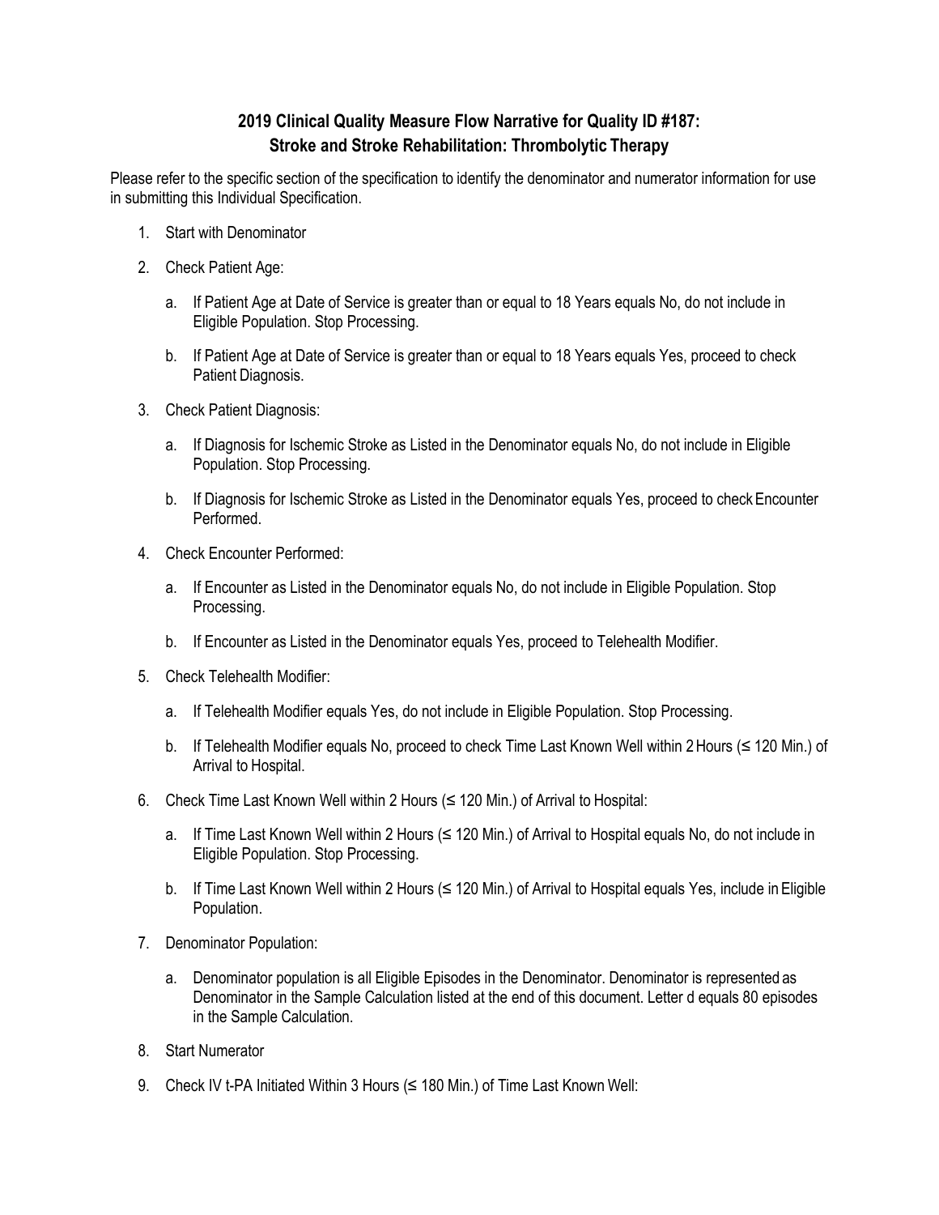# 2019 Clinical Quality Measure Flow Narrative for Quality ID #187: Stroke and Stroke Rehabilitation: Thrombolytic Therapy

Please refer to the specific section of the specification to identify the denominator and numerator information for use in submitting this Individual Specification.

1. Start with Denominator
2. Check Patient Age:
    a. If Patient Age at Date of Service is greater than or equal to 18 Years equals No, do not include in Eligible Population. Stop Processing.
    b. If Patient Age at Date of Service is greater than or equal to 18 Years equals Yes, proceed to check Patient Diagnosis.
3. Check Patient Diagnosis:
    a. If Diagnosis for Ischemic Stroke as Listed in the Denominator equals No, do not include in Eligible Population. Stop Processing.
    b. If Diagnosis for Ischemic Stroke as Listed in the Denominator equals Yes, proceed to check Encounter Performed.
4. Check Encounter Performed:
    a. If Encounter as Listed in the Denominator equals No, do not include in Eligible Population. Stop Processing.
    b. If Encounter as Listed in the Denominator equals Yes, proceed to Telehealth Modifier.
5. Check Telehealth Modifier:
    a. If Telehealth Modifier equals Yes, do not include in Eligible Population. Stop Processing.
    b. If Telehealth Modifier equals No, proceed to check Time Last Known Well within 2 Hours (≤ 120 Min.) of Arrival to Hospital.
6. Check Time Last Known Well within 2 Hours (≤ 120 Min.) of Arrival to Hospital:
    a. If Time Last Known Well within 2 Hours (≤ 120 Min.) of Arrival to Hospital equals No, do not include in Eligible Population. Stop Processing.
    b. If Time Last Known Well within 2 Hours (≤ 120 Min.) of Arrival to Hospital equals Yes, include in Eligible Population.
7. Denominator Population:
    a. Denominator population is all Eligible Episodes in the Denominator. Denominator is represented as Denominator in the Sample Calculation listed at the end of this document. Letter d equals 80 episodes in the Sample Calculation.
8. Start Numerator
9. Check IV t-PA Initiated Within 3 Hours (≤ 180 Min.) of Time Last Known Well: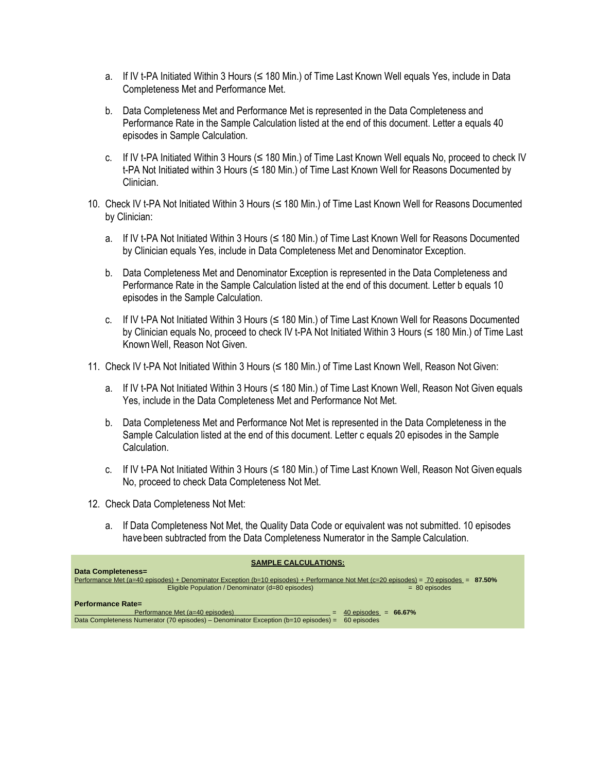a. If IV t-PA Initiated Within 3 Hours (≤ 180 Min.) of Time Last Known Well equals Yes, include in Data Completeness Met and Performance Met.

b. Data Completeness Met and Performance Met is represented in the Data Completeness and Performance Rate in the Sample Calculation listed at the end of this document. Letter a equals 40 episodes in Sample Calculation.

c. If IV t-PA Initiated Within 3 Hours (≤ 180 Min.) of Time Last Known Well equals No, proceed to check IV t-PA Not Initiated within 3 Hours (≤ 180 Min.) of Time Last Known Well for Reasons Documented by Clinician.

10. Check IV t-PA Not Initiated Within 3 Hours (≤ 180 Min.) of Time Last Known Well for Reasons Documented by Clinician:

    a. If IV t-PA Not Initiated Within 3 Hours (≤ 180 Min.) of Time Last Known Well for Reasons Documented by Clinician equals Yes, include in Data Completeness Met and Denominator Exception.

    b. Data Completeness Met and Denominator Exception is represented in the Data Completeness and Performance Rate in the Sample Calculation listed at the end of this document. Letter b equals 10 episodes in the Sample Calculation.

    c. If IV t-PA Not Initiated Within 3 Hours (≤ 180 Min.) of Time Last Known Well for Reasons Documented by Clinician equals No, proceed to check IV t-PA Not Initiated Within 3 Hours (≤ 180 Min.) of Time Last Known Well, Reason Not Given.

11. Check IV t-PA Not Initiated Within 3 Hours (≤ 180 Min.) of Time Last Known Well, Reason Not Given:

    a. If IV t-PA Not Initiated Within 3 Hours (≤ 180 Min.) of Time Last Known Well, Reason Not Given equals Yes, include in the Data Completeness Met and Performance Not Met.

    b. Data Completeness Met and Performance Not Met is represented in the Data Completeness in the Sample Calculation listed at the end of this document. Letter c equals 20 episodes in the Sample Calculation.

    c. If IV t-PA Not Initiated Within 3 Hours (≤ 180 Min.) of Time Last Known Well, Reason Not Given equals No, proceed to check Data Completeness Not Met.

12. Check Data Completeness Not Met:

    a. If Data Completeness Not Met, the Quality Data Code or equivalent was not submitted. 10 episodes have been subtracted from the Data Completeness Numerator in the Sample Calculation.

**SAMPLE CALCULATIONS:**

**Data Completeness=**

$$\frac{\text{Performance Met (a=40 episodes) + Denominator Exception (b=10 episodes) + Performance Not Met (c=20 episodes)}}{\text{Eligible Population / Denominator (d=80 episodes)}} = \frac{\text{70 episodes}}{\text{80 episodes}} = \textbf{87.50\%}$$

**Performance Rate=**

$$\frac{\text{Performance Met (a=40 episodes)}}{\text{Data Completeness Numerator (70 episodes) – Denominator Exception (b=10 episodes)}} = \frac{\text{40 episodes}}{\text{60 episodes}} = \textbf{66.67\%}$$